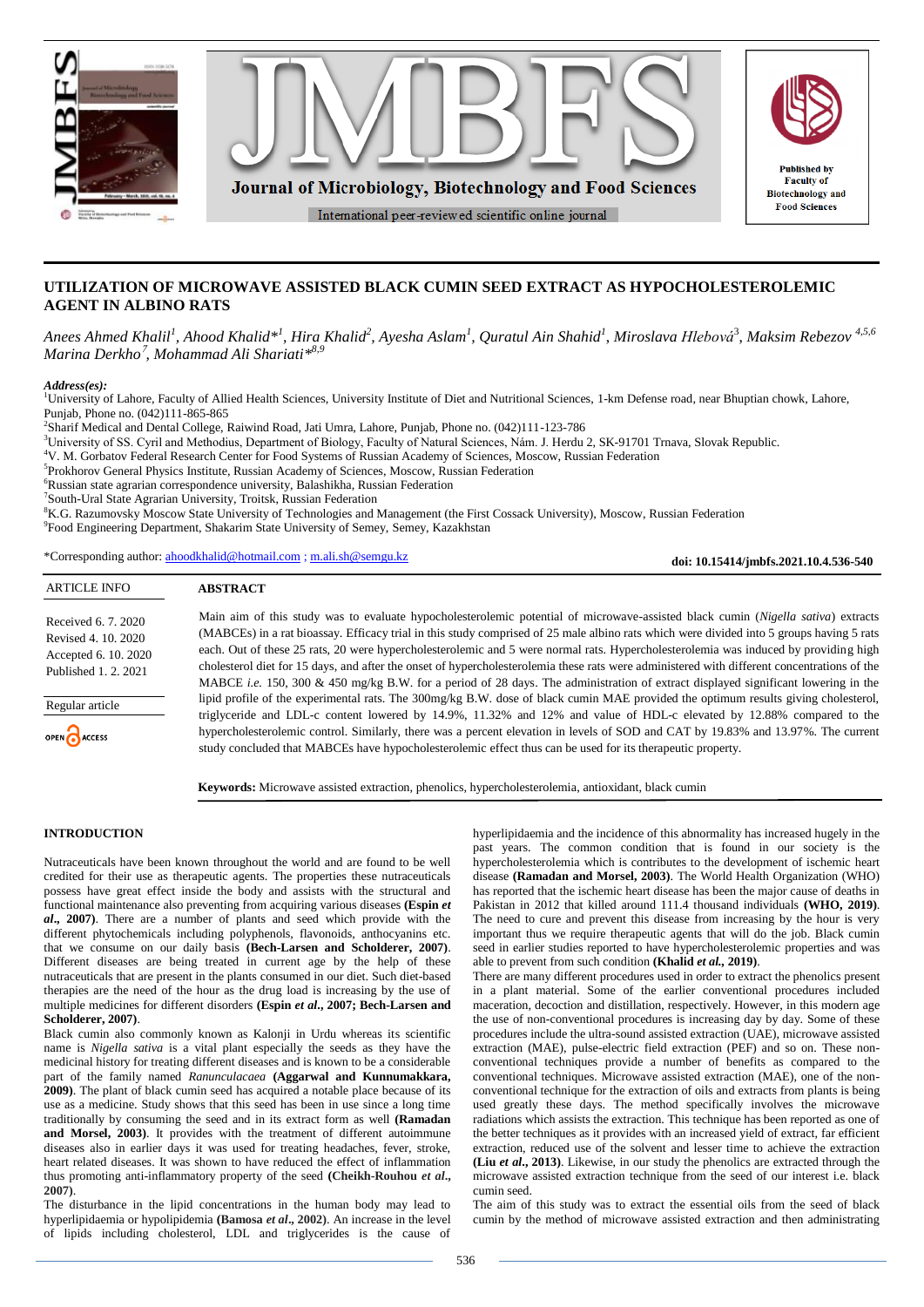# UTILIZATION OF MICROWAVE ASSISTED BLACK CUMIN SEED EXTRACT AS HYPOCHOLESTEROLEMIC AGENT IN ALBINO RATS

*Anees Ahmed Khalil[1], Ahood Khalid*[1], Hira Khalid[2], Ayesha Aslam[1], Quratul Ain Shahid[1], Miroslava Hlebová[3], Maksim Rebezov[4,5,6] Marina Derkho[7], Mohammad Ali Shariati*[8,9]*

***Address(es):***
[1]University of Lahore, Faculty of Allied Health Sciences, University Institute of Diet and Nutritional Sciences, 1-km Defense road, near Bhuptian chowk, Lahore, Punjab, Phone no. (042)111-865-865
[2]Sharif Medical and Dental College, Raiwind Road, Jati Umra, Lahore, Punjab, Phone no. (042)111-123-786
[3]University of SS. Cyril and Methodius, Department of Biology, Faculty of Natural Sciences, Nám. J. Herdu 2, SK-91701 Trnava, Slovak Republic.
[4]V. M. Gorbatov Federal Research Center for Food Systems of Russian Academy of Sciences, Moscow, Russian Federation
[5]Prokhorov General Physics Institute, Russian Academy of Sciences, Moscow, Russian Federation
[6]Russian state agrarian correspondence university, Balashikha, Russian Federation
[7]South-Ural State Agrarian University, Troitsk, Russian Federation
[8]K.G. Razumovsky Moscow State University of Technologies and Management (the First Cossack University), Moscow, Russian Federation
[9]Food Engineering Department, Shakarim State University of Semey, Semey, Kazakhstan

*Corresponding author: ahoodkhalid@hotmail.com ; m.ali.sh@semgu.kz

**doi: 10.15414/jmbfs.2021.10.4.536-540**

ARTICLE INFO

Received 6. 7. 2020
Revised 4. 10. 2020
Accepted 6. 10. 2020
Published 1. 2. 2021

Regular article

OPEN ACCESS

## ABSTRACT

Main aim of this study was to evaluate hypocholesterolemic potential of microwave-assisted black cumin (*Nigella sativa*) extracts (MABCEs) in a rat bioassay. Efficacy trial in this study comprised of 25 male albino rats which were divided into 5 groups having 5 rats each. Out of these 25 rats, 20 were hypercholesterolemic and 5 were normal rats. Hypercholesterolemia was induced by providing high cholesterol diet for 15 days, and after the onset of hypercholesterolemia these rats were administered with different concentrations of the MABCE *i.e.* 150, 300 & 450 mg/kg B.W. for a period of 28 days. The administration of extract displayed significant lowering in the lipid profile of the experimental rats. The 300mg/kg B.W. dose of black cumin MAE provided the optimum results giving cholesterol, triglyceride and LDL-c content lowered by 14.9%, 11.32% and 12% and value of HDL-c elevated by 12.88% compared to the hypercholesterolemic control. Similarly, there was a percent elevation in levels of SOD and CAT by 19.83% and 13.97%. The current study concluded that MABCEs have hypocholesterolemic effect thus can be used for its therapeutic property.

**Keywords:** Microwave assisted extraction, phenolics, hypercholesterolemia, antioxidant, black cumin

## INTRODUCTION

Nutraceuticals have been known throughout the world and are found to be well credited for their use as therapeutic agents. The properties these nutraceuticals possess have great effect inside the body and assists with the structural and functional maintenance also preventing from acquiring various diseases **(Espin *et al*., 2007)**. There are a number of plants and seed which provide with the different phytochemicals including polyphenols, flavonoids, anthocyanins etc. that we consume on our daily basis **(Bech-Larsen and Scholderer, 2007)**. Different diseases are being treated in current age by the help of these nutraceuticals that are present in the plants consumed in our diet. Such diet-based therapies are the need of the hour as the drug load is increasing by the use of multiple medicines for different disorders **(Espin *et al*., 2007; Bech-Larsen and Scholderer, 2007)**.

Black cumin also commonly known as Kalonji in Urdu whereas its scientific name is *Nigella sativa* is a vital plant especially the seeds as they have the medicinal history for treating different diseases and is known to be a considerable part of the family named *Ranunculacaea* **(Aggarwal and Kunnumakkara, 2009)**. The plant of black cumin seed has acquired a notable place because of its use as a medicine. Study shows that this seed has been in use since a long time traditionally by consuming the seed and in its extract form as well **(Ramadan and Morsel, 2003)**. It provides with the treatment of different autoimmune diseases also in earlier days it was used for treating headaches, fever, stroke, heart related diseases. It was shown to have reduced the effect of inflammation thus promoting anti-inflammatory property of the seed **(Cheikh-Rouhou *et al*., 2007)**.

The disturbance in the lipid concentrations in the human body may lead to hyperlipidaemia or hypolipidemia **(Bamosa *et al*., 2002)**. An increase in the level of lipids including cholesterol, LDL and triglycerides is the cause of hyperlipidaemia and the incidence of this abnormality has increased hugely in the past years. The common condition that is found in our society is the hypercholesterolemia which is contributes to the development of ischemic heart disease **(Ramadan and Morsel, 2003)**. The World Health Organization (WHO) has reported that the ischemic heart disease has been the major cause of deaths in Pakistan in 2012 that killed around 111.4 thousand individuals **(WHO, 2019)**. The need to cure and prevent this disease from increasing by the hour is very important thus we require therapeutic agents that will do the job. Black cumin seed in earlier studies reported to have hypercholesterolemic properties and was able to prevent from such condition **(Khalid *et al*., 2019)**.

There are many different procedures used in order to extract the phenolics present in a plant material. Some of the earlier conventional procedures included maceration, decoction and distillation, respectively. However, in this modern age the use of non-conventional procedures is increasing day by day. Some of these procedures include the ultra-sound assisted extraction (UAE), microwave assisted extraction (MAE), pulse-electric field extraction (PEF) and so on. These non-conventional techniques provide a number of benefits as compared to the conventional techniques. Microwave assisted extraction (MAE), one of the non-conventional technique for the extraction of oils and extracts from plants is being used greatly these days. The method specifically involves the microwave radiations which assists the extraction. This technique has been reported as one of the better techniques as it provides with an increased yield of extract, far efficient extraction, reduced use of the solvent and lesser time to achieve the extraction **(Liu *et al*., 2013)**. Likewise, in our study the phenolics are extracted through the microwave assisted extraction technique from the seed of our interest i.e. black cumin seed.

The aim of this study was to extract the essential oils from the seed of black cumin by the method of microwave assisted extraction and then administrating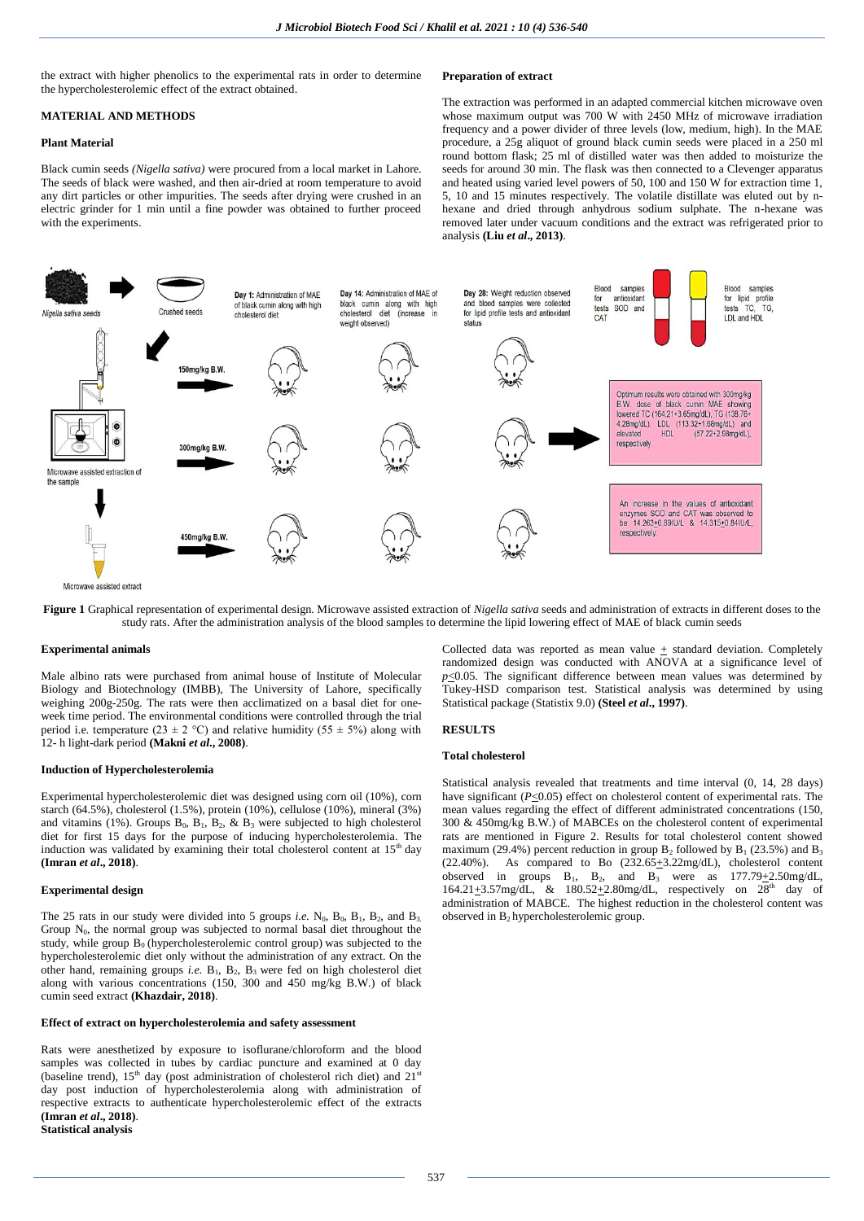the extract with higher phenolics to the experimental rats in order to determine the hypercholesterolemic effect of the extract obtained.

## MATERIAL AND METHODS

### Plant Material

Black cumin seeds *(Nigella sativa)* were procured from a local market in Lahore. The seeds of black were washed, and then air-dried at room temperature to avoid any dirt particles or other impurities. The seeds after drying were crushed in an electric grinder for 1 min until a fine powder was obtained to further proceed with the experiments.

### Preparation of extract

The extraction was performed in an adapted commercial kitchen microwave oven whose maximum output was 700 W with 2450 MHz of microwave irradiation frequency and a power divider of three levels (low, medium, high). In the MAE procedure, a 25g aliquot of ground black cumin seeds were placed in a 250 ml round bottom flask; 25 ml of distilled water was then added to moisturize the seeds for around 30 min. The flask was then connected to a Clevenger apparatus and heated using varied level powers of 50, 100 and 150 W for extraction time 1, 5, 10 and 15 minutes respectively. The volatile distillate was eluted out by n-hexane and dried through anhydrous sodium sulphate. The n-hexane was removed later under vacuum conditions and the extract was refrigerated prior to analysis **(Liu *et al*., 2013)**.

**Figure 1** Graphical representation of experimental design. Microwave assisted extraction of *Nigella sativa* seeds and administration of extracts in different doses to the study rats. After the administration analysis of the blood samples to determine the lipid lowering effect of MAE of black cumin seeds

### Experimental animals

Male albino rats were purchased from animal house of Institute of Molecular Biology and Biotechnology (IMBB), The University of Lahore, specifically weighing 200g-250g. The rats were then acclimatized on a basal diet for one-week time period. The environmental conditions were controlled through the trial period i.e. temperature (23 ± 2 °C) and relative humidity (55 ± 5%) along with 12- h light-dark period **(Makni *et al*., 2008)**.

### Induction of Hypercholesterolemia

Experimental hypercholesterolemic diet was designed using corn oil (10%), corn starch (64.5%), cholesterol (1.5%), protein (10%), cellulose (10%), mineral (3%) and vitamins (1%). Groups $B_0$, $B_1$, $B_2$, & $B_3$ were subjected to high cholesterol diet for first 15 days for the purpose of inducing hypercholesterolemia. The induction was validated by examining their total cholesterol content at 15th day **(Imran *et al*., 2018)**.

### Experimental design

The 25 rats in our study were divided into 5 groups *i.e.* $N_0$, $B_0$, $B_1$, $B_2$, and $B_3$. Group $N_0$, the normal group was subjected to normal basal diet throughout the study, while group $B_0$ (hypercholesterolemic control group) was subjected to the hypercholesterolemic diet only without the administration of any extract. On the other hand, remaining groups *i.e.* $B_1$, $B_2$, $B_3$ were fed on high cholesterol diet along with various concentrations (150, 300 and 450 mg/kg B.W.) of black cumin seed extract **(Khazdair, 2018)**.

### Effect of extract on hypercholesterolemia and safety assessment

Rats were anesthetized by exposure to isoflurane/chloroform and the blood samples was collected in tubes by cardiac puncture and examined at 0 day (baseline trend), 15th day (post administration of cholesterol rich diet) and 21st day post induction of hypercholesterolemia along with administration of respective extracts to authenticate hypercholesterolemic effect of the extracts **(Imran *et al*., 2018)**.

### Statistical analysis

Collected data was reported as mean value ± standard deviation. Completely randomized design was conducted with ANOVA at a significance level of $p \leq 0.05$. The significant difference between mean values was determined by Tukey-HSD comparison test. Statistical analysis was determined by using Statistical package (Statistix 9.0) **(Steel *et al*., 1997)**.

## RESULTS

### Total cholesterol

Statistical analysis revealed that treatments and time interval (0, 14, 28 days) have significant ($P \leq 0.05$) effect on cholesterol content of experimental rats. The mean values regarding the effect of different administrated concentrations (150, 300 & 450mg/kg B.W.) of MABCEs on the cholesterol content of experimental rats are mentioned in Figure 2. Results for total cholesterol content showed maximum (29.4%) percent reduction in group $B_2$ followed by $B_1$ (23.5%) and $B_3$ (22.40%). As compared to Bo (232.65±3.22mg/dL), cholesterol content observed in groups $B_1$, $B_2$, and $B_3$ were as 177.79±2.50mg/dL, 164.21±3.57mg/dL, & 180.52±2.80mg/dL, respectively on 28th day of administration of MABCE. The highest reduction in the cholesterol content was observed in $B_2$ hypercholesterolemic group.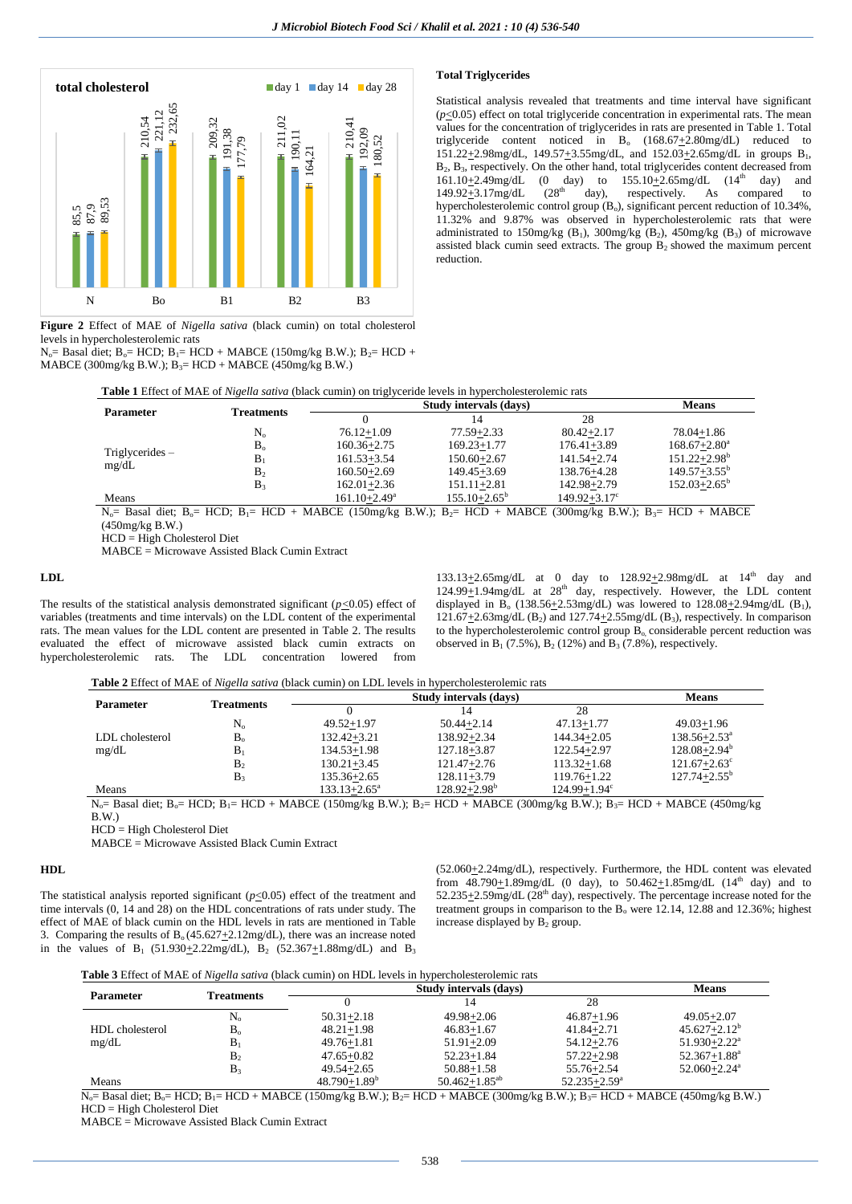**Figure 2** Effect of MAE of *Nigella sativa* (black cumin) on total cholesterol levels in hypercholesterolemic rats

$N_o$= Basal diet; $B_o$= HCD; $B_1$= HCD + MABCE (150mg/kg B.W.); $B_2$= HCD + MABCE (300mg/kg B.W.); $B_3$= HCD + MABCE (450mg/kg B.W.)

### Total Triglycerides

Statistical analysis revealed that treatments and time interval have significant ($p \leq 0.05$) effect on total triglyceride concentration in experimental rats. The mean values for the concentration of triglycerides in rats are presented in Table 1. Total triglyceride content noticed in $B_o$ (168.67±2.80mg/dL) reduced to 151.22±2.98mg/dL, 149.57±3.55mg/dL, and 152.03±2.65mg/dL in groups $B_1$, $B_2$, $B_3$, respectively. On the other hand, total triglycerides content decreased from 161.10±2.49mg/dL (0 day) to 155.10±2.65mg/dL (14[th] day) and 149.92±3.17mg/dL (28[th] day), respectively. As compared to hypercholesterolemic control group ($B_o$), significant percent reduction of 10.34%, 11.32% and 9.87% was observed in hypercholesterolemic rats that were administrated to 150mg/kg ($B_1$), 300mg/kg ($B_2$), 450mg/kg ($B_3$) of microwave assisted black cumin seed extracts. The group $B_2$ showed the maximum percent reduction.

**Table 1** Effect of MAE of *Nigella sativa* (black cumin) on triglyceride levels in hypercholesterolemic rats

| Parameter | Treatments | Study intervals (days) | | | Means |
|---|---|---|---|---|---|
| | | 0 | 14 | 28 | |
| Triglycerides – mg/dL | $N_o$ | 76.12±1.09 | 77.59±2.33 | 80.42±2.17 | 78.04±1.86 |
| | $B_o$ | 160.36±2.75 | 169.23±1.77 | 176.41±3.89 | 168.67±2.80[a] |
| | $B_1$ | 161.53±3.54 | 150.60±2.67 | 141.54±2.74 | 151.22±2.98[b] |
| | $B_2$ | 160.50±2.69 | 149.45±3.69 | 138.76±4.28 | 149.57±3.55[b] |
| | $B_3$ | 162.01±2.36 | 151.11±2.81 | 142.98±2.79 | 152.03±2.65[b] |
| Means | | 161.10±2.49[a] | 155.10±2.65[b] | 149.92±3.17[c] | |

$N_o$= Basal diet; $B_o$= HCD; $B_1$= HCD + MABCE (150mg/kg B.W.); $B_2$= HCD + MABCE (300mg/kg B.W.); $B_3$= HCD + MABCE (450mg/kg B.W.)

HCD = High Cholesterol Diet

MABCE = Microwave Assisted Black Cumin Extract

### LDL

The results of the statistical analysis demonstrated significant ($p \leq 0.05$) effect of variables (treatments and time intervals) on the LDL content of the experimental rats. The mean values for the LDL content are presented in Table 2. The results evaluated the effect of microwave assisted black cumin extracts on hypercholesterolemic rats. The LDL concentration lowered from 133.13±2.65mg/dL at 0 day to 128.92±2.98mg/dL at 14[th] day and 124.99±1.94mg/dL at 28[th] day, respectively. However, the LDL content displayed in $B_o$ (138.56±2.53mg/dL) was lowered to 128.08±2.94mg/dL ($B_1$), 121.67±2.63mg/dL ($B_2$) and 127.74±2.55mg/dL ($B_3$), respectively. In comparison to the hypercholesterolemic control group $B_o$, considerable percent reduction was observed in $B_1$ (7.5%), $B_2$ (12%) and $B_3$ (7.8%), respectively.

**Table 2** Effect of MAE of *Nigella sativa* (black cumin) on LDL levels in hypercholesterolemic rats

| Parameter | Treatments | Study intervals (days) | | | Means |
|---|---|---|---|---|---|
| | | 0 | 14 | 28 | |
| LDL cholesterol mg/dL | $N_o$ | 49.52±1.97 | 50.44±2.14 | 47.13±1.77 | 49.03±1.96 |
| | $B_o$ | 132.42±3.21 | 138.92±2.34 | 144.34±2.05 | 138.56±2.53[a] |
| | $B_1$ | 134.53±1.98 | 127.18±3.87 | 122.54±2.97 | 128.08±2.94[b] |
| | $B_2$ | 130.21±3.45 | 121.47±2.76 | 113.32±1.68 | 121.67±2.63[c] |
| | $B_3$ | 135.36±2.65 | 128.11±3.79 | 119.76±1.22 | 127.74±2.55[b] |
| Means | | 133.13±2.65[a] | 128.92±2.98[b] | 124.99±1.94[c] | |

$N_o$= Basal diet; $B_o$= HCD; $B_1$= HCD + MABCE (150mg/kg B.W.); $B_2$= HCD + MABCE (300mg/kg B.W.); $B_3$= HCD + MABCE (450mg/kg B.W.)

HCD = High Cholesterol Diet

MABCE = Microwave Assisted Black Cumin Extract

### HDL

The statistical analysis reported significant ($p \leq 0.05$) effect of the treatment and time intervals (0, 14 and 28) on the HDL concentrations of rats under study. The effect of MAE of black cumin on the HDL levels in rats are mentioned in Table 3. Comparing the results of $B_o$ (45.627±2.12mg/dL), there was an increase noted in the values of $B_1$ (51.930±2.22mg/dL), $B_2$ (52.367±1.88mg/dL) and $B_3$ (52.060±2.24mg/dL), respectively. Furthermore, the HDL content was elevated from 48.790±1.89mg/dL (0 day), to 50.462±1.85mg/dL (14[th] day) and to 52.235±2.59mg/dL (28[th] day), respectively. The percentage increase noted for the treatment groups in comparison to the $B_o$ were 12.14, 12.88 and 12.36%; highest increase displayed by $B_2$ group.

**Table 3** Effect of MAE of *Nigella sativa* (black cumin) on HDL levels in hypercholesterolemic rats

| Parameter | Treatments | Study intervals (days) | | | Means |
|---|---|---|---|---|---|
| | | 0 | 14 | 28 | |
| HDL cholesterol mg/dL | $N_o$ | 50.31±2.18 | 49.98±2.06 | 46.87±1.96 | 49.05±2.07 |
| | $B_o$ | 48.21±1.98 | 46.83±1.67 | 41.84±2.71 | 45.627±2.12[b] |
| | $B_1$ | 49.76±1.81 | 51.91±2.09 | 54.12±2.76 | 51.930±2.22[a] |
| | $B_2$ | 47.65±0.82 | 52.23±1.84 | 57.22±2.98 | 52.367±1.88[a] |
| | $B_3$ | 49.54±2.65 | 50.88±1.58 | 55.76±2.54 | 52.060±2.24[a] |
| Means | | 48.790±1.89[b] | 50.462±1.85[ab] | 52.235±2.59[a] | |

$N_o$= Basal diet; $B_o$= HCD; $B_1$= HCD + MABCE (150mg/kg B.W.); $B_2$= HCD + MABCE (300mg/kg B.W.); $B_3$= HCD + MABCE (450mg/kg B.W.)

HCD = High Cholesterol Diet

MABCE = Microwave Assisted Black Cumin Extract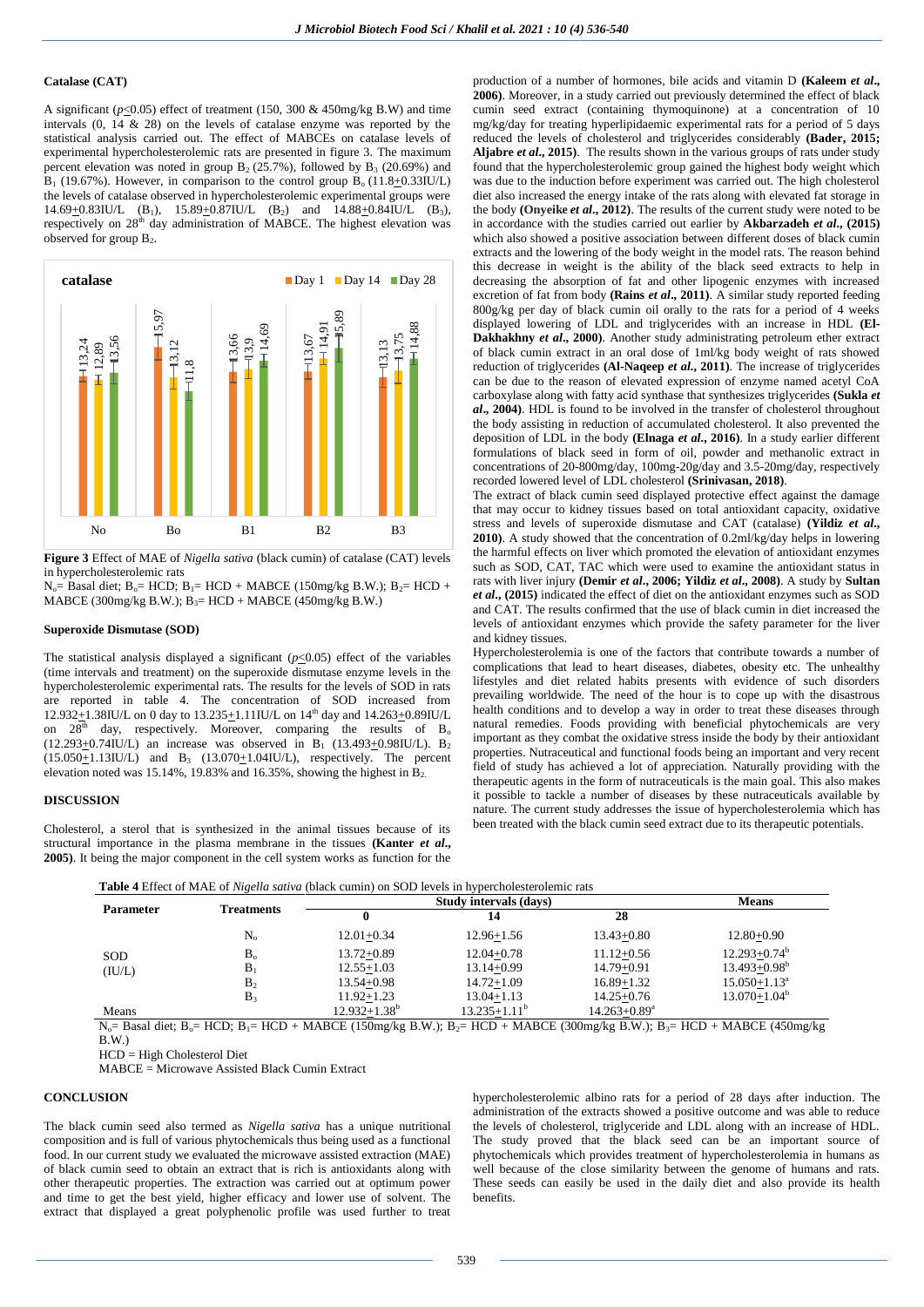#### Catalase (CAT)

A significant ($p\leq0.05$) effect of treatment (150, 300 & 450mg/kg B.W) and time intervals (0, 14 & 28) on the levels of catalase enzyme was reported by the statistical analysis carried out. The effect of MABCEs on catalase levels of experimental hypercholesterolemic rats are presented in figure 3. The maximum percent elevation was noted in group $B_2$ (25.7%), followed by $B_3$ (20.69%) and $B_1$ (19.67%). However, in comparison to the control group $B_o$ (11.8±0.33IU/L) the levels of catalase observed in hypercholesterolemic experimental groups were 14.69±0.83IU/L ($B_1$), 15.89±0.87IU/L ($B_2$) and 14.88±0.84IU/L ($B_3$), respectively on 28th day administration of MABCE. The highest elevation was observed for group $B_2$.

**Figure 3** Effect of MAE of *Nigella sativa* (black cumin) of catalase (CAT) levels in hypercholesterolemic rats

$N_o$= Basal diet; $B_o$= HCD; $B_1$= HCD + MABCE (150mg/kg B.W.); $B_2$= HCD + MABCE (300mg/kg B.W.); $B_3$= HCD + MABCE (450mg/kg B.W.)

#### Superoxide Dismutase (SOD)

The statistical analysis displayed a significant ($p\leq0.05$) effect of the variables (time intervals and treatment) on the superoxide dismutase enzyme levels in the hypercholesterolemic experimental rats. The results for the levels of SOD in rats are reported in table 4. The concentration of SOD increased from 12.932±1.38IU/L on 0 day to 13.235±1.11IU/L on 14th day and 14.263±0.89IU/L on 28th day, respectively. Moreover, comparing the results of $B_o$ (12.293±0.74IU/L) an increase was observed in $B_1$ (13.493±0.98IU/L). $B_2$ (15.050±1.13IU/L) and $B_3$ (13.070±1.04IU/L), respectively. The percent elevation noted was 15.14%, 19.83% and 16.35%, showing the highest in $B_2$.

## DISCUSSION

Cholesterol, a sterol that is synthesized in the animal tissues because of its structural importance in the plasma membrane in the tissues **(Kanter *et al*., 2005)**. It being the major component in the cell system works as function for the production of a number of hormones, bile acids and vitamin D **(Kaleem *et al*., 2006)**. Moreover, in a study carried out previously determined the effect of black cumin seed extract (containing thymoquinone) at a concentration of 10 mg/kg/day for treating hyperlipidaemic experimental rats for a period of 5 days reduced the levels of cholesterol and triglycerides considerably **(Bader, 2015; Aljabre *et al*., 2015)**. The results shown in the various groups of rats under study found that the hypercholesterolemic group gained the highest body weight which was due to the induction before experiment was carried out. The high cholesterol diet also increased the energy intake of the rats along with elevated fat storage in the body **(Onyeike *et al*., 2012)**. The results of the current study were noted to be in accordance with the studies carried out earlier by **Akbarzadeh *et al*., (2015)** which also showed a positive association between different doses of black cumin extracts and the lowering of the body weight in the model rats. The reason behind this decrease in weight is the ability of the black seed extracts to help in decreasing the absorption of fat and other lipogenic enzymes with increased excretion of fat from body **(Rains *et al*., 2011)**. A similar study reported feeding 800g/kg per day of black cumin oil orally to the rats for a period of 4 weeks displayed lowering of LDL and triglycerides with an increase in HDL **(El-Dakhakhny *et al*., 2000)**. Another study administrating petroleum ether extract of black cumin extract in an oral dose of 1ml/kg body weight of rats showed reduction of triglycerides **(Al-Naqeep *et al*., 2011)**. The increase of triglycerides can be due to the reason of elevated expression of enzyme named acetyl CoA carboxylase along with fatty acid synthase that synthesizes triglycerides **(Sukla *et al*., 2004)**. HDL is found to be involved in the transfer of cholesterol throughout the body assisting in reduction of accumulated cholesterol. It also prevented the deposition of LDL in the body **(Elnaga *et al*., 2016)**. In a study earlier different formulations of black seed in form of oil, powder and methanolic extract in concentrations of 20-800mg/day, 100mg-20g/day and 3.5-20mg/day, respectively recorded lowered level of LDL cholesterol **(Srinivasan, 2018)**.

The extract of black cumin seed displayed protective effect against the damage that may occur to kidney tissues based on total antioxidant capacity, oxidative stress and levels of superoxide dismutase and CAT (catalase) **(Yildiz *et al*., 2010)**. A study showed that the concentration of 0.2ml/kg/day helps in lowering the harmful effects on liver which promoted the elevation of antioxidant enzymes such as SOD, CAT, TAC which were used to examine the antioxidant status in rats with liver injury **(Demir *et al*., 2006; Yildiz *et al*., 2008)**. A study by **Sultan *et al*., (2015)** indicated the effect of diet on the antioxidant enzymes such as SOD and CAT. The results confirmed that the use of black cumin in diet increased the levels of antioxidant enzymes which provide the safety parameter for the liver and kidney tissues.

Hypercholesterolemia is one of the factors that contribute towards a number of complications that lead to heart diseases, diabetes, obesity etc. The unhealthy lifestyles and diet related habits presents with evidence of such disorders prevailing worldwide. The need of the hour is to cope up with the disastrous health conditions and to develop a way in order to treat these diseases through natural remedies. Foods providing with beneficial phytochemicals are very important as they combat the oxidative stress inside the body by their antioxidant properties. Nutraceutical and functional foods being an important and very recent field of study has achieved a lot of appreciation. Naturally providing with the therapeutic agents in the form of nutraceuticals is the main goal. This also makes it possible to tackle a number of diseases by these nutraceuticals available by nature. The current study addresses the issue of hypercholesterolemia which has been treated with the black cumin seed extract due to its therapeutic potentials.

**Table 4** Effect of MAE of *Nigella sativa* (black cumin) on SOD levels in hypercholesterolemic rats

| Parameter | Treatments | Study intervals (days) | | | Means |
|---|---|---|---|---|---|
| | | 0 | 14 | 28 | |
| SOD (IU/L) | $N_o$ | 12.01±0.34 | 12.96±1.56 | 13.43±0.80 | 12.80±0.90 |
| | $B_o$ | 13.72±0.89 | 12.04±0.78 | 11.12±0.56 | 12.293±0.74[b] |
| | $B_1$ | 12.55±1.03 | 13.14±0.99 | 14.79±0.91 | 13.493±0.98[b] |
| | $B_2$ | 13.54±0.98 | 14.72±1.09 | 16.89±1.32 | 15.050±1.13[a] |
| | $B_3$ | 11.92±1.23 | 13.04±1.13 | 14.25±0.76 | 13.070±1.04[b] |
| Means | | 12.932±1.38[b] | 13.235±1.11[b] | 14.263±0.89[a] | |

$N_o$= Basal diet; $B_o$= HCD; $B_1$= HCD + MABCE (150mg/kg B.W.); $B_2$= HCD + MABCE (300mg/kg B.W.); $B_3$= HCD + MABCE (450mg/kg B.W.)

HCD = High Cholesterol Diet

MABCE = Microwave Assisted Black Cumin Extract

## CONCLUSION

The black cumin seed also termed as *Nigella sativa* has a unique nutritional composition and is full of various phytochemicals thus being used as a functional food. In our current study we evaluated the microwave assisted extraction (MAE) of black cumin seed to obtain an extract that is rich is antioxidants along with other therapeutic properties. The extraction was carried out at optimum power and time to get the best yield, higher efficacy and lower use of solvent. The extract that displayed a great polyphenolic profile was used further to treat hypercholesterolemic albino rats for a period of 28 days after induction. The administration of the extracts showed a positive outcome and was able to reduce the levels of cholesterol, triglyceride and LDL along with an increase of HDL. The study proved that the black seed can be an important source of phytochemicals which provides treatment of hypercholesterolemia in humans as well because of the close similarity between the genome of humans and rats. These seeds can easily be used in the daily diet and also provide its health benefits.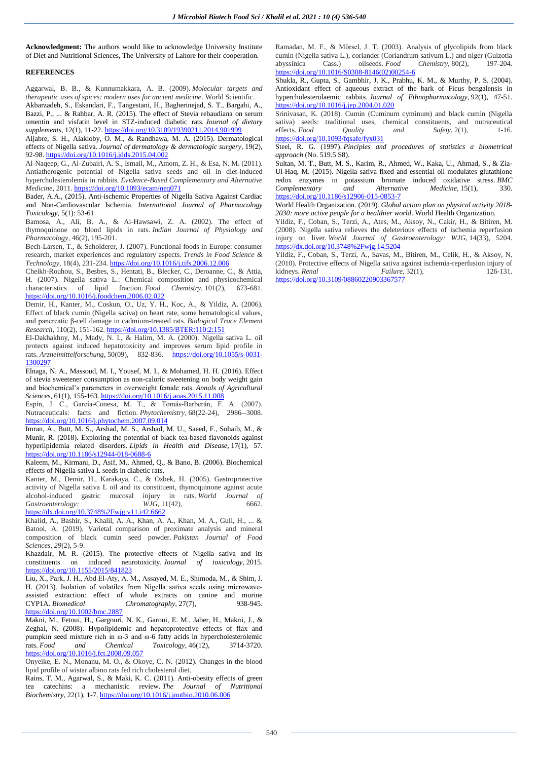**Acknowledgment:** The authors would like to acknowledge University Institute of Diet and Nutritional Sciences, The University of Lahore for their cooperation.

## REFERENCES

Aggarwal, B. B., & Kunnumakkara, A. B. (2009). *Molecular targets and therapeutic uses of spices: modern uses for ancient medicine*. World Scientific.

Akbarzadeh, S., Eskandari, F., Tangestani, H., Bagherinejad, S. T., Bargahi, A., Bazzi, P., ... & Rahbar, A. R. (2015). The effect of Stevia rebaudiana on serum omentin and visfatin level in STZ-induced diabetic rats. *Journal of dietary supplements*, 12(1), 11-22. https://doi.org/10.3109/19390211.2014.901999

Aljabre, S. H., Alakloby, O. M., & Randhawa, M. A. (2015). Dermatological effects of Nigella sativa. *Journal of dermatology & dermatologic surgery*, 19(2), 92-98. https://doi.org/10.1016/j.jdds.2015.04.002

Al-Naqeep, G., Al-Zubairi, A. S., Ismail, M., Amom, Z. H., & Esa, N. M. (2011). Antiatherogenic potential of Nigella sativa seeds and oil in diet-induced hypercholesterolemia in rabbits. *Evidence-Based Complementary and Alternative Medicine*, 2011. https://doi.org/10.1093/ecam/neq071

Bader, A.A., (2015). Anti-ischemic Properties of Nigella Sativa Against Cardiac and Non-Cardiovascular Ischemia. *International Journal of Pharmacology Toxicology*, 5(1): 53-61

Bamosa, A., Ali, B. A., & Al-Hawsawi, Z. A. (2002). The effect of thymoquinone on blood lipids in rats. *Indian Journal of Physiology and Pharmacology*, 46(2), 195-201.

Bech-Larsen, T., & Scholderer, J. (2007). Functional foods in Europe: consumer research, market experiences and regulatory aspects. *Trends in Food Science & Technology*, 18(4), 231-234. https://doi.org/10.1016/j.tifs.2006.12.006

Cheikh-Rouhou, S., Besbes, S., Hentati, B., Blecker, C., Deroanne, C., & Attia, H. (2007). Nigella sativa L.: Chemical composition and physicochemical characteristics of lipid fraction. *Food Chemistry*, 101(2), 673-681. https://doi.org/10.1016/j.foodchem.2006.02.022

Demir, H., Kanter, M., Coskun, O., Uz, Y. H., Koc, A., & Yildiz, A. (2006). Effect of black cumin (Nigella sativa) on heart rate, some hematological values, and pancreatic β-cell damage in cadmium-treated rats. *Biological Trace Element Research*, 110(2), 151-162. https://doi.org/10.1385/BTER:110:2:151

El-Dakhakhny, M., Mady, N. I., & Halim, M. A. (2000). Nigella sativa L. oil protects against induced hepatotoxicity and improves serum lipid profile in rats. *Arzneimittelforschung*, 50(09), 832-836. https://doi.org/10.1055/s-0031-1300297

Elnaga, N. A., Massoud, M. I., Yousef, M. I., & Mohamed, H. H. (2016). Effect of stevia sweetener consumption as non-caloric sweetening on body weight gain and biochemical's parameters in overweight female rats. *Annals of Agricultural Sciences*, 61(1), 155-163. https://doi.org/10.1016/j.aoas.2015.11.008

Espín, J. C., García-Conesa, M. T., & Tomás-Barberán, F. A. (2007). Nutraceuticals: facts and fiction. *Phytochemistry*, 68(22-24), 2986--3008. https://doi.org/10.1016/j.phytochem.2007.09.014

Imran, A., Butt, M. S., Arshad, M. S., Arshad, M. U., Saeed, F., Sohaib, M., & Munir, R. (2018). Exploring the potential of black tea-based flavonoids against hyperlipidemia related disorders. *Lipids in Health and Disease*, 17(1), 57. https://doi.org/10.1186/s12944-018-0688-6

Kaleem, M., Kirmani, D., Asif, M., Ahmed, Q., & Bano, B. (2006). Biochemical effects of Nigella sativa L seeds in diabetic rats.

Kanter, M., Demir, H., Karakaya, C., & Ozbek, H. (2005). Gastroprotective activity of Nigella sativa L oil and its constituent, thymoquinone against acute alcohol-induced gastric mucosal injury in rats. *World Journal of Gastroenterology: WJG*, 11(42), 6662. https://dx.doi.org/10.3748%2Fwjg.v11.i42.6662

Khalid, A., Bashir, S., Khalil, A. A., Khan, A. A., Khan, M. A., Gull, H., ... & Batool, A. (2019). Varietal comparison of proximate analysis and mineral composition of black cumin seed powder. *Pakistan Journal of Food Sciences*, *29*(2), 5-9.

Khazdair, M. R. (2015). The protective effects of Nigella sativa and its constituents on induced neurotoxicity. *Journal of toxicology*, 2015. https://doi.org/10.1155/2015/841823

Liu, X., Park, J. H., Abd El-Aty, A. M., Assayed, M. E., Shimoda, M., & Shim, J. H. (2013). Isolation of volatiles from Nigella sativa seeds using microwave-assisted extraction: effect of whole extracts on canine and murine CYP1A. *Biomedical Chromatography*, 27(7), 938-945. https://doi.org/10.1002/bmc.2887

Makni, M., Fetoui, H., Gargouri, N. K., Garoui, E. M., Jaber, H., Makni, J., & Zeghal, N. (2008). Hypolipidemic and hepatoprotective effects of flax and pumpkin seed mixture rich in ω-3 and ω-6 fatty acids in hypercholesterolemic rats. *Food and Chemical Toxicology*, 46(12), 3714-3720. https://doi.org/10.1016/j.fct.2008.09.057

Onyeike, E. N., Monanu, M. O., & Okoye, C. N. (2012). Changes in the blood lipid profile of wistar albino rats fed rich cholesterol diet.

Rains, T. M., Agarwal, S., & Maki, K. C. (2011). Anti-obesity effects of green tea catechins: a mechanistic review. *The Journal of Nutritional Biochemistry*, 22(1), 1-7. https://doi.org/10.1016/j.jnutbio.2010.06.006

Ramadan, M. F., & Mörsel, J. T. (2003). Analysis of glycolipids from black cumin (Nigella sativa L.), coriander (Coriandrum sativum L.) and niger (Guizotia abyssinica Cass.) oilseeds. *Food Chemistry*, 80(2), 197-204. https://doi.org/10.1016/S0308-8146(02)00254-6

Shukla, R., Gupta, S., Gambhir, J. K., Prabhu, K. M., & Murthy, P. S. (2004). Antioxidant effect of aqueous extract of the bark of Ficus bengalensis in hypercholesterolaemic rabbits. *Journal of Ethnopharmacology*, 92(1), 47-51. https://doi.org/10.1016/j.jep.2004.01.020

Srinivasan, K. (2018). Cumin (Cuminum cyminum) and black cumin (Nigella sativa) seeds: traditional uses, chemical constituents, and nutraceutical effects. *Food Quality and Safety*, 2(1), 1-16. https://doi.org/10.1093/fqsafe/fyx031

Steel, R. G. (1997). *Pinciples and procedures of statistics a biometrical approach* (No. 519.5 S8).

Sultan, M. T., Butt, M. S., Karim, R., Ahmed, W., Kaka, U., Ahmad, S., & Zia-Ul-Haq, M. (2015). Nigella sativa fixed and essential oil modulates glutathione redox enzymes in potassium bromate induced oxidative stress. *BMC Complementary and Alternative Medicine*, 15(1), 330. https://doi.org/10.1186/s12906-015-0853-7

World Health Organization. (2019). *Global action plan on physical activity 2018-2030: more active people for a healthier world*. World Health Organization.

Yildiz, F., Coban, S., Terzi, A., Ates, M., Aksoy, N., Cakir, H., & Bitiren, M. (2008). Nigella sativa relieves the deleterious effects of ischemia reperfusion injury on liver. *World Journal of Gastroenterology: WJG*, 14(33), 5204. https://dx.doi.org/10.3748%2Fwjg.14.5204

Yildiz, F., Coban, S., Terzi, A., Savas, M., Bitiren, M., Celik, H., & Aksoy, N. (2010). Protective effects of Nigella sativa against ischemia-reperfusion injury of kidneys. *Renal Failure*, 32(1), 126-131. https://doi.org/10.3109/08860220903367577